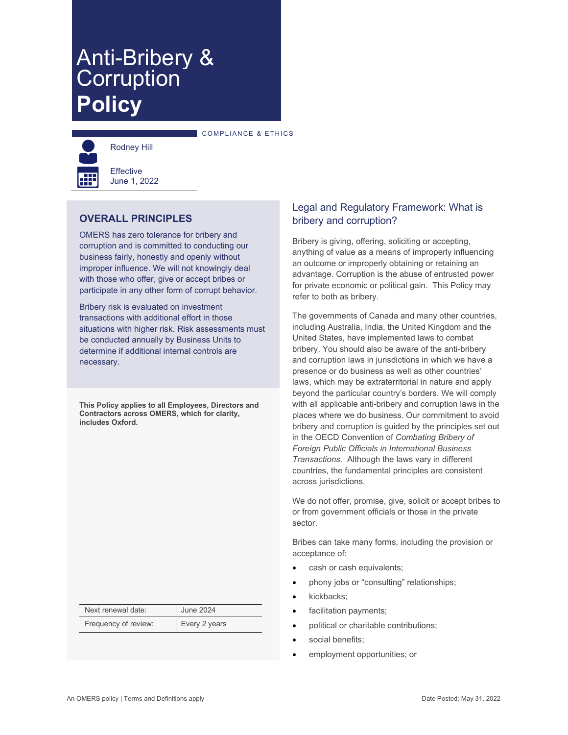# Anti-Bribery & Corruption **Policy**

COMPLIANCE & ETHICS

Rodney Hill

Effective June 1, 2022

## OVERALL PRINCIPLES

OMERS has zero tolerance for bribery and corruption and is committed to conducting our business fairly, honestly and openly without improper influence. We will not knowingly deal with those who offer, give or accept bribes or participate in any other form of corrupt behavior.

Bribery risk is evaluated on investment transactions with additional effort in those situations with higher risk. Risk assessments must be conducted annually by Business Units to determine if additional internal controls are necessary.

**This Policy applies to all Employees, Directors and Contractors across OMERS, which for clarity, includes Oxford.**

| Next renewal date: | June 2024 |
|---|---|
| Frequency of review: | Every 2 years |

## Legal and Regulatory Framework: What is bribery and corruption?

Bribery is giving, offering, soliciting or accepting, anything of value as a means of improperly influencing an outcome or improperly obtaining or retaining an advantage. Corruption is the abuse of entrusted power for private economic or political gain. This Policy may refer to both as bribery.

The governments of Canada and many other countries, including Australia, India, the United Kingdom and the United States, have implemented laws to combat bribery. You should also be aware of the anti-bribery and corruption laws in jurisdictions in which we have a presence or do business as well as other countries' laws, which may be extraterritorial in nature and apply beyond the particular country's borders. We will comply with all applicable anti-bribery and corruption laws in the places where we do business. Our commitment to avoid bribery and corruption is guided by the principles set out in the OECD Convention of *Combating Bribery of Foreign Public Officials in International Business Transactions*. Although the laws vary in different countries, the fundamental principles are consistent across jurisdictions.

We do not offer, promise, give, solicit or accept bribes to or from government officials or those in the private sector.

Bribes can take many forms, including the provision or acceptance of:

- cash or cash equivalents;
- phony jobs or "consulting" relationships;
- kickbacks;
- facilitation payments;
- political or charitable contributions;
- social benefits;
- employment opportunities; or

An OMERS policy | Terms and Definitions apply

Date Posted: May 31, 2022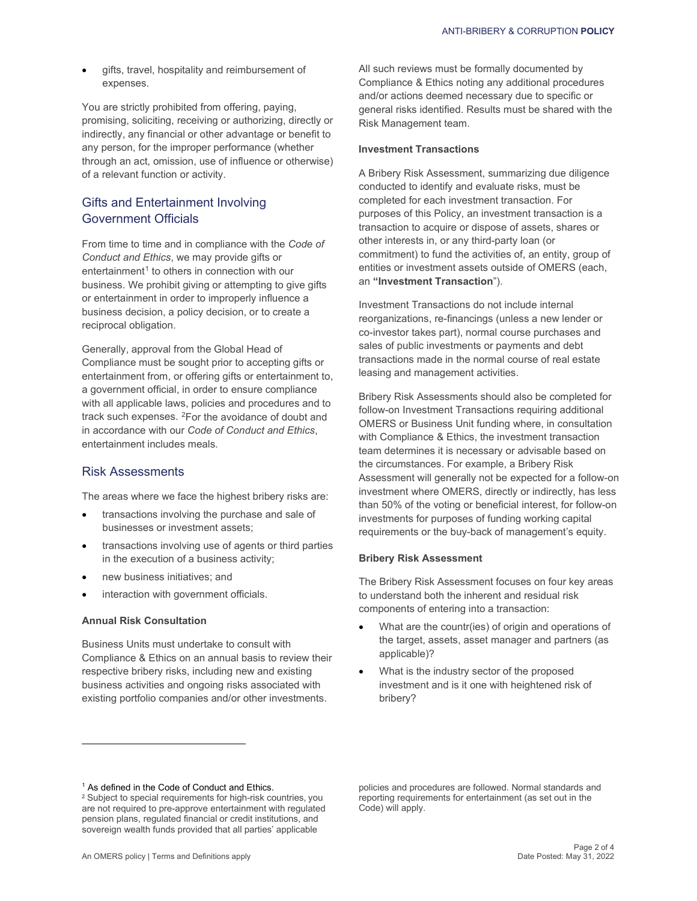- gifts, travel, hospitality and reimbursement of expenses.

You are strictly prohibited from offering, paying, promising, soliciting, receiving or authorizing, directly or indirectly, any financial or other advantage or benefit to any person, for the improper performance (whether through an act, omission, use of influence or otherwise) of a relevant function or activity.

## Gifts and Entertainment Involving Government Officials

From time to time and in compliance with the *Code of Conduct and Ethics*, we may provide gifts or entertainment[1] to others in connection with our business. We prohibit giving or attempting to give gifts or entertainment in order to improperly influence a business decision, a policy decision, or to create a reciprocal obligation.

Generally, approval from the Global Head of Compliance must be sought prior to accepting gifts or entertainment from, or offering gifts or entertainment to, a government official, in order to ensure compliance with all applicable laws, policies and procedures and to track such expenses. [2]For the avoidance of doubt and in accordance with our *Code of Conduct and Ethics*, entertainment includes meals.

## Risk Assessments

The areas where we face the highest bribery risks are:

- transactions involving the purchase and sale of businesses or investment assets;
- transactions involving use of agents or third parties in the execution of a business activity;
- new business initiatives; and
- interaction with government officials.

### Annual Risk Consultation

Business Units must undertake to consult with Compliance & Ethics on an annual basis to review their respective bribery risks, including new and existing business activities and ongoing risks associated with existing portfolio companies and/or other investments.

All such reviews must be formally documented by Compliance & Ethics noting any additional procedures and/or actions deemed necessary due to specific or general risks identified. Results must be shared with the Risk Management team.

### Investment Transactions

A Bribery Risk Assessment, summarizing due diligence conducted to identify and evaluate risks, must be completed for each investment transaction. For purposes of this Policy, an investment transaction is a transaction to acquire or dispose of assets, shares or other interests in, or any third-party loan (or commitment) to fund the activities of, an entity, group of entities or investment assets outside of OMERS (each, an **"Investment Transaction**").

Investment Transactions do not include internal reorganizations, re-financings (unless a new lender or co-investor takes part), normal course purchases and sales of public investments or payments and debt transactions made in the normal course of real estate leasing and management activities.

Bribery Risk Assessments should also be completed for follow-on Investment Transactions requiring additional OMERS or Business Unit funding where, in consultation with Compliance & Ethics, the investment transaction team determines it is necessary or advisable based on the circumstances. For example, a Bribery Risk Assessment will generally not be expected for a follow-on investment where OMERS, directly or indirectly, has less than 50% of the voting or beneficial interest, for follow-on investments for purposes of funding working capital requirements or the buy-back of management's equity.

### Bribery Risk Assessment

The Bribery Risk Assessment focuses on four key areas to understand both the inherent and residual risk components of entering into a transaction:

- What are the countr(ies) of origin and operations of the target, assets, asset manager and partners (as applicable)?
- What is the industry sector of the proposed investment and is it one with heightened risk of bribery?

---

[1] As defined in the Code of Conduct and Ethics.

[2] Subject to special requirements for high-risk countries, you are not required to pre-approve entertainment with regulated pension plans, regulated financial or credit institutions, and sovereign wealth funds provided that all parties' applicable policies and procedures are followed. Normal standards and reporting requirements for entertainment (as set out in the Code) will apply.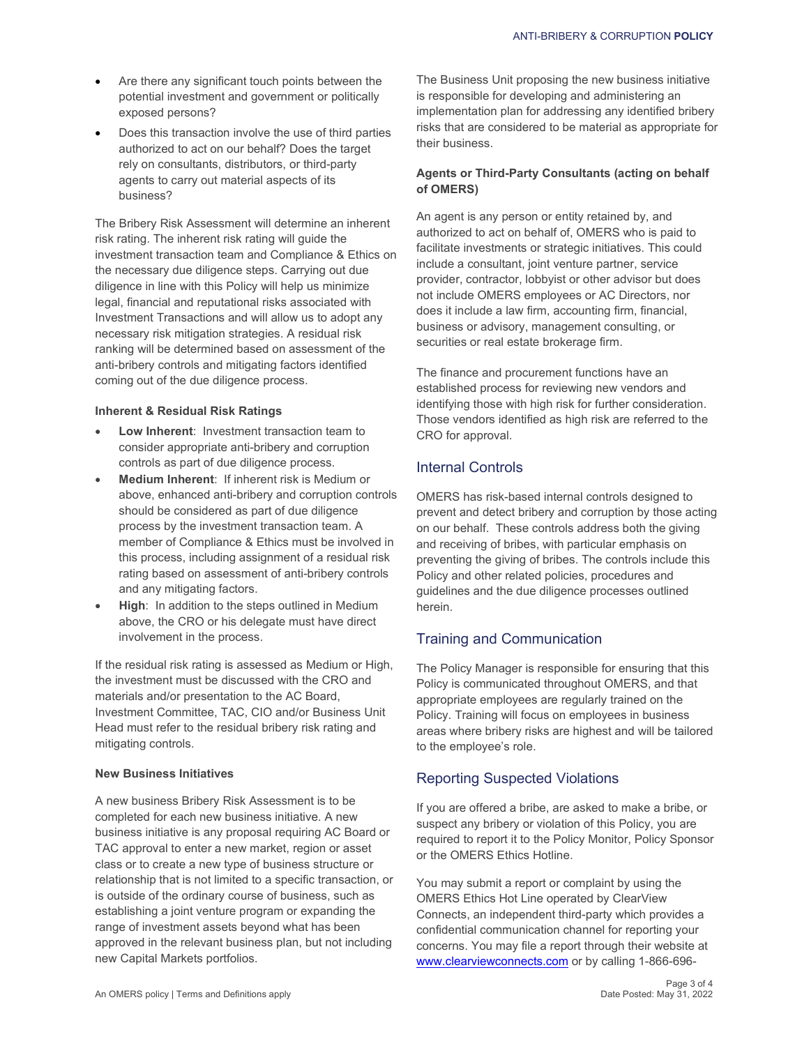- Are there any significant touch points between the potential investment and government or politically exposed persons?
- Does this transaction involve the use of third parties authorized to act on our behalf? Does the target rely on consultants, distributors, or third-party agents to carry out material aspects of its business?

The Bribery Risk Assessment will determine an inherent risk rating. The inherent risk rating will guide the investment transaction team and Compliance & Ethics on the necessary due diligence steps. Carrying out due diligence in line with this Policy will help us minimize legal, financial and reputational risks associated with Investment Transactions and will allow us to adopt any necessary risk mitigation strategies. A residual risk ranking will be determined based on assessment of the anti-bribery controls and mitigating factors identified coming out of the due diligence process.

**Inherent & Residual Risk Ratings**

- **Low Inherent**: Investment transaction team to consider appropriate anti-bribery and corruption controls as part of due diligence process.
- **Medium Inherent**: If inherent risk is Medium or above, enhanced anti-bribery and corruption controls should be considered as part of due diligence process by the investment transaction team. A member of Compliance & Ethics must be involved in this process, including assignment of a residual risk rating based on assessment of anti-bribery controls and any mitigating factors.
- **High**: In addition to the steps outlined in Medium above, the CRO or his delegate must have direct involvement in the process.

If the residual risk rating is assessed as Medium or High, the investment must be discussed with the CRO and materials and/or presentation to the AC Board, Investment Committee, TAC, CIO and/or Business Unit Head must refer to the residual bribery risk rating and mitigating controls.

**New Business Initiatives**

A new business Bribery Risk Assessment is to be completed for each new business initiative. A new business initiative is any proposal requiring AC Board or TAC approval to enter a new market, region or asset class or to create a new type of business structure or relationship that is not limited to a specific transaction, or is outside of the ordinary course of business, such as establishing a joint venture program or expanding the range of investment assets beyond what has been approved in the relevant business plan, but not including new Capital Markets portfolios.

The Business Unit proposing the new business initiative is responsible for developing and administering an implementation plan for addressing any identified bribery risks that are considered to be material as appropriate for their business.

**Agents or Third-Party Consultants (acting on behalf of OMERS)**

An agent is any person or entity retained by, and authorized to act on behalf of, OMERS who is paid to facilitate investments or strategic initiatives. This could include a consultant, joint venture partner, service provider, contractor, lobbyist or other advisor but does not include OMERS employees or AC Directors, nor does it include a law firm, accounting firm, financial, business or advisory, management consulting, or securities or real estate brokerage firm.

The finance and procurement functions have an established process for reviewing new vendors and identifying those with high risk for further consideration. Those vendors identified as high risk are referred to the CRO for approval.

## Internal Controls

OMERS has risk-based internal controls designed to prevent and detect bribery and corruption by those acting on our behalf. These controls address both the giving and receiving of bribes, with particular emphasis on preventing the giving of bribes. The controls include this Policy and other related policies, procedures and guidelines and the due diligence processes outlined herein.

## Training and Communication

The Policy Manager is responsible for ensuring that this Policy is communicated throughout OMERS, and that appropriate employees are regularly trained on the Policy. Training will focus on employees in business areas where bribery risks are highest and will be tailored to the employee's role.

## Reporting Suspected Violations

If you are offered a bribe, are asked to make a bribe, or suspect any bribery or violation of this Policy, you are required to report it to the Policy Monitor, Policy Sponsor or the OMERS Ethics Hotline.

You may submit a report or complaint by using the OMERS Ethics Hot Line operated by ClearView Connects, an independent third-party which provides a confidential communication channel for reporting your concerns. You may file a report through their website at www.clearviewconnects.com or by calling 1-866-696-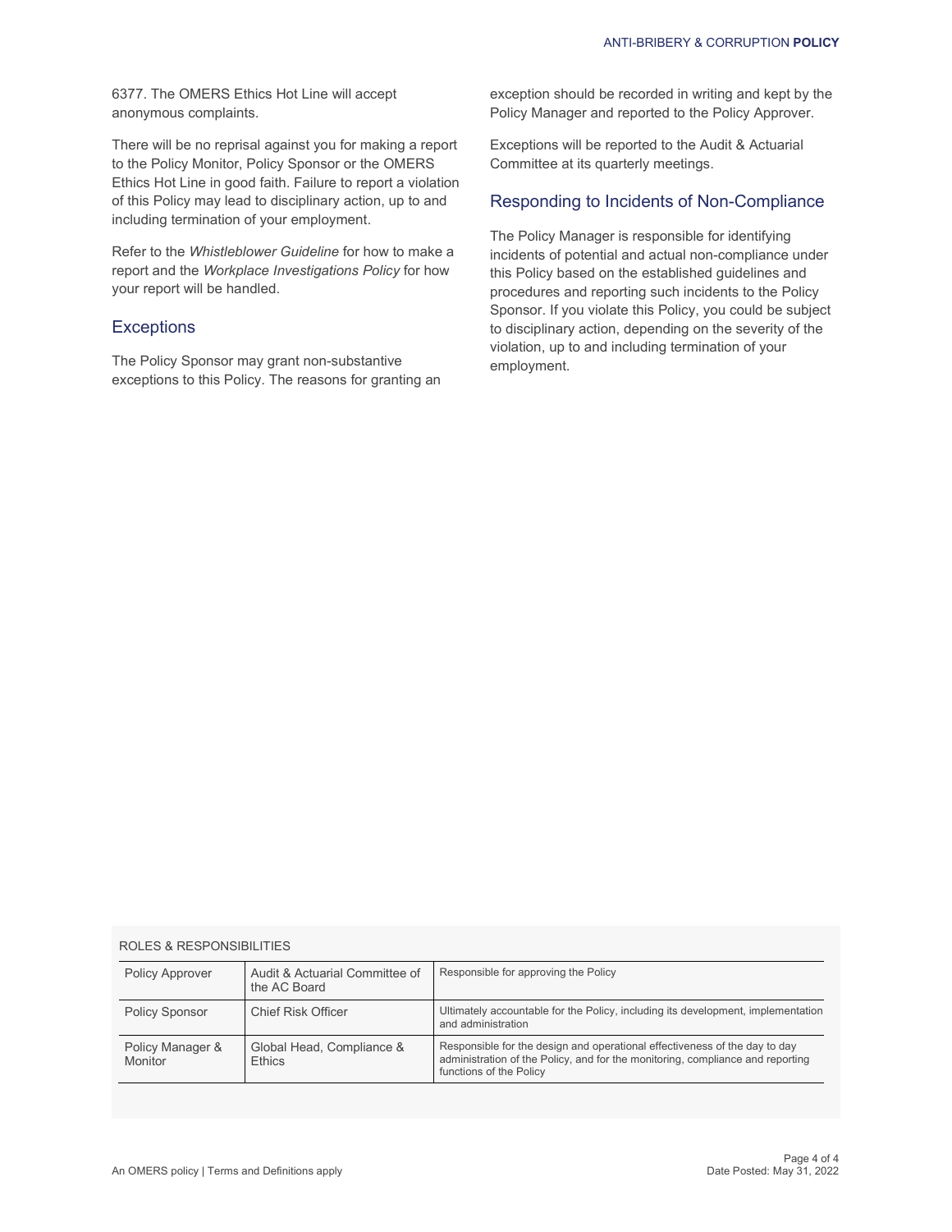6377. The OMERS Ethics Hot Line will accept anonymous complaints.

There will be no reprisal against you for making a report to the Policy Monitor, Policy Sponsor or the OMERS Ethics Hot Line in good faith. Failure to report a violation of this Policy may lead to disciplinary action, up to and including termination of your employment.

Refer to the *Whistleblower Guideline* for how to make a report and the *Workplace Investigations Policy* for how your report will be handled.

## Exceptions

The Policy Sponsor may grant non-substantive exceptions to this Policy. The reasons for granting an exception should be recorded in writing and kept by the Policy Manager and reported to the Policy Approver.

Exceptions will be reported to the Audit & Actuarial Committee at its quarterly meetings.

## Responding to Incidents of Non-Compliance

The Policy Manager is responsible for identifying incidents of potential and actual non-compliance under this Policy based on the established guidelines and procedures and reporting such incidents to the Policy Sponsor. If you violate this Policy, you could be subject to disciplinary action, depending on the severity of the violation, up to and including termination of your employment.

ROLES & RESPONSIBILITIES

| | | |
|---|---|---|
| Policy Approver | Audit & Actuarial Committee of the AC Board | Responsible for approving the Policy |
| Policy Sponsor | Chief Risk Officer | Ultimately accountable for the Policy, including its development, implementation and administration |
| Policy Manager & Monitor | Global Head, Compliance & Ethics | Responsible for the design and operational effectiveness of the day to day administration of the Policy, and for the monitoring, compliance and reporting functions of the Policy |